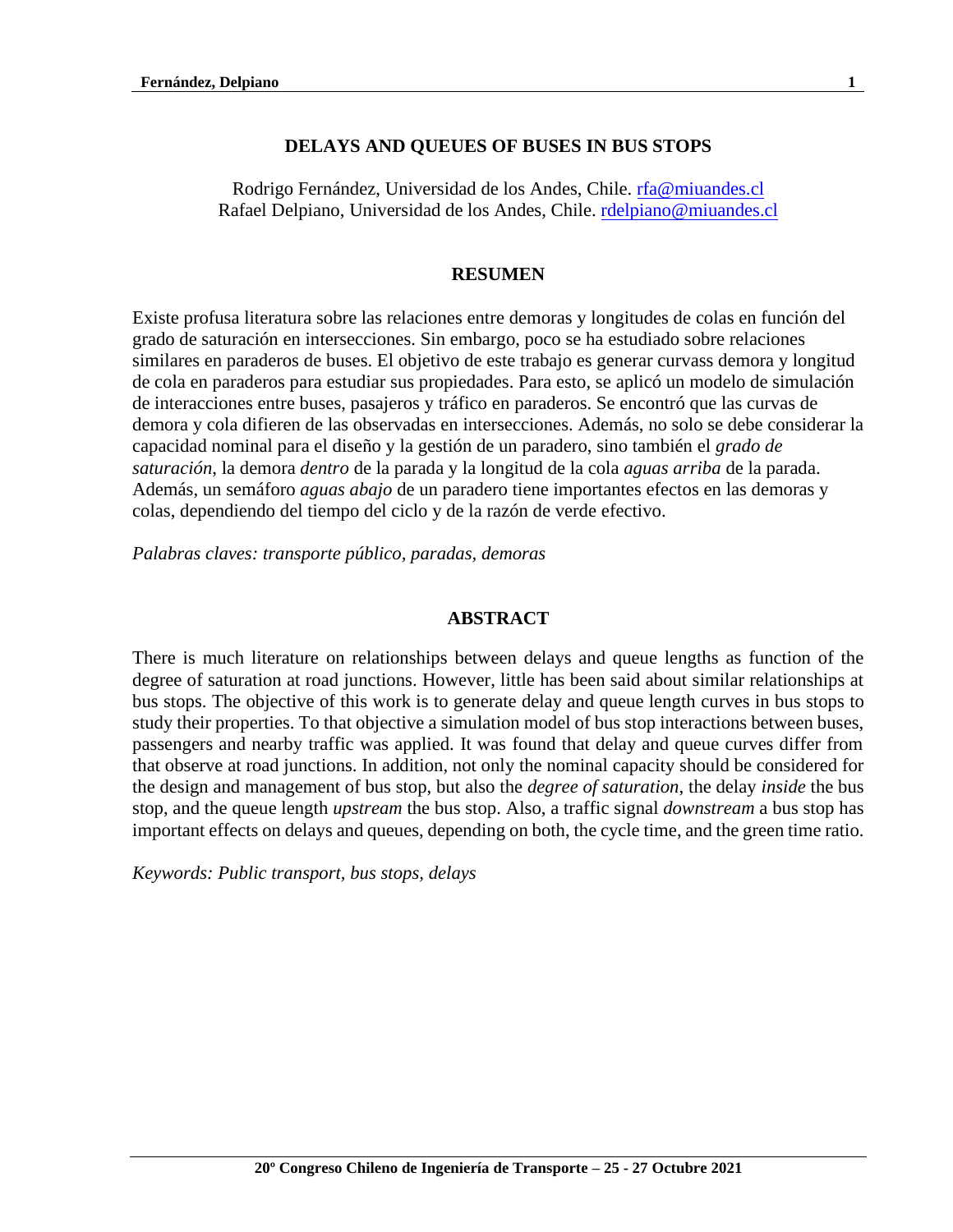# DELAYS AND QUEUES OF BUSES IN BUS STOPS

Rodrigo Fernández, Universidad de los Andes, Chile. rfa@miuandes.cl
Rafael Delpiano, Universidad de los Andes, Chile. rdelpiano@miuandes.cl

## RESUMEN

Existe profusa literatura sobre las relaciones entre demoras y longitudes de colas en función del grado de saturación en intersecciones. Sin embargo, poco se ha estudiado sobre relaciones similares en paraderos de buses. El objetivo de este trabajo es generar curvass demora y longitud de cola en paraderos para estudiar sus propiedades. Para esto, se aplicó un modelo de simulación de interacciones entre buses, pasajeros y tráfico en paraderos. Se encontró que las curvas de demora y cola difieren de las observadas en intersecciones. Además, no solo se debe considerar la capacidad nominal para el diseño y la gestión de un paradero, sino también el *grado de saturación*, la demora *dentro* de la parada y la longitud de la cola *aguas arriba* de la parada. Además, un semáforo *aguas abajo* de un paradero tiene importantes efectos en las demoras y colas, dependiendo del tiempo del ciclo y de la razón de verde efectivo.

*Palabras claves: transporte público, paradas, demoras*

## ABSTRACT

There is much literature on relationships between delays and queue lengths as function of the degree of saturation at road junctions. However, little has been said about similar relationships at bus stops. The objective of this work is to generate delay and queue length curves in bus stops to study their properties. To that objective a simulation model of bus stop interactions between buses, passengers and nearby traffic was applied. It was found that delay and queue curves differ from that observe at road junctions. In addition, not only the nominal capacity should be considered for the design and management of bus stop, but also the *degree of saturation*, the delay *inside* the bus stop, and the queue length *upstream* the bus stop. Also, a traffic signal *downstream* a bus stop has important effects on delays and queues, depending on both, the cycle time, and the green time ratio.

*Keywords: Public transport, bus stops, delays*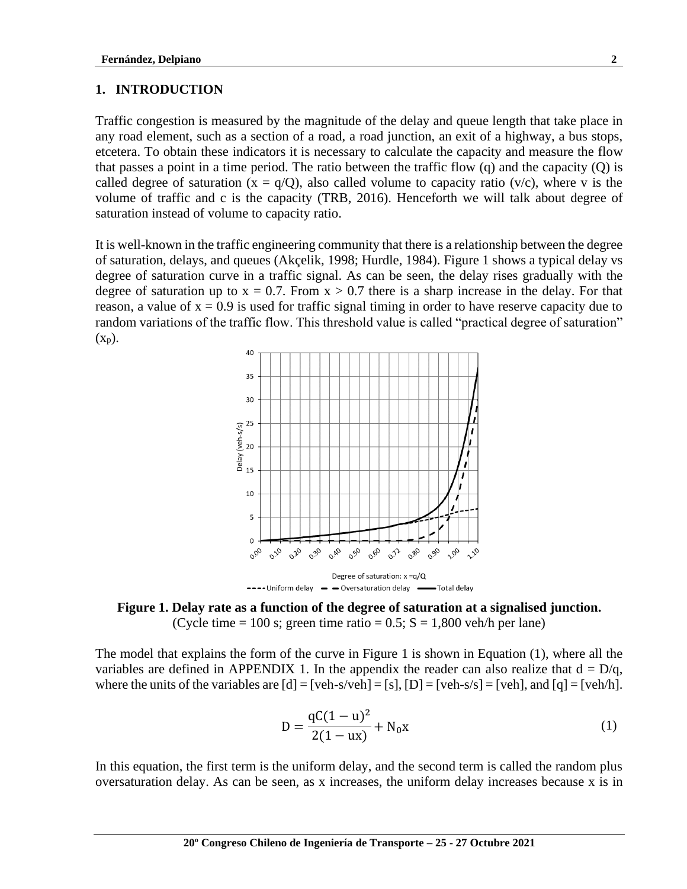## 1. INTRODUCTION

Traffic congestion is measured by the magnitude of the delay and queue length that take place in any road element, such as a section of a road, a road junction, an exit of a highway, a bus stops, etcetera. To obtain these indicators it is necessary to calculate the capacity and measure the flow that passes a point in a time period. The ratio between the traffic flow (q) and the capacity (Q) is called degree of saturation ($x = q/Q$), also called volume to capacity ratio (v/c), where v is the volume of traffic and c is the capacity (TRB, 2016). Henceforth we will talk about degree of saturation instead of volume to capacity ratio.

It is well-known in the traffic engineering community that there is a relationship between the degree of saturation, delays, and queues (Akçelik, 1998; Hurdle, 1984). Figure 1 shows a typical delay vs degree of saturation curve in a traffic signal. As can be seen, the delay rises gradually with the degree of saturation up to $x = 0.7$. From $x > 0.7$ there is a sharp increase in the delay. For that reason, a value of $x = 0.9$ is used for traffic signal timing in order to have reserve capacity due to random variations of the traffic flow. This threshold value is called "practical degree of saturation" ($x_p$).

**Figure 1. Delay rate as a function of the degree of saturation at a signalised junction.**
(Cycle time = 100 s; green time ratio = 0.5; S = 1,800 veh/h per lane)

The model that explains the form of the curve in Figure 1 is shown in Equation (1), where all the variables are defined in APPENDIX 1. In the appendix the reader can also realize that $d = D/q$, where the units of the variables are [d] = [veh-s/veh] = [s], [D] = [veh-s/s] = [veh], and [q] = [veh/h].

$$D = \frac{qC(1-u)^2}{2(1-ux)} + N_0 x \tag{1}$$

In this equation, the first term is the uniform delay, and the second term is called the random plus oversaturation delay. As can be seen, as x increases, the uniform delay increases because x is in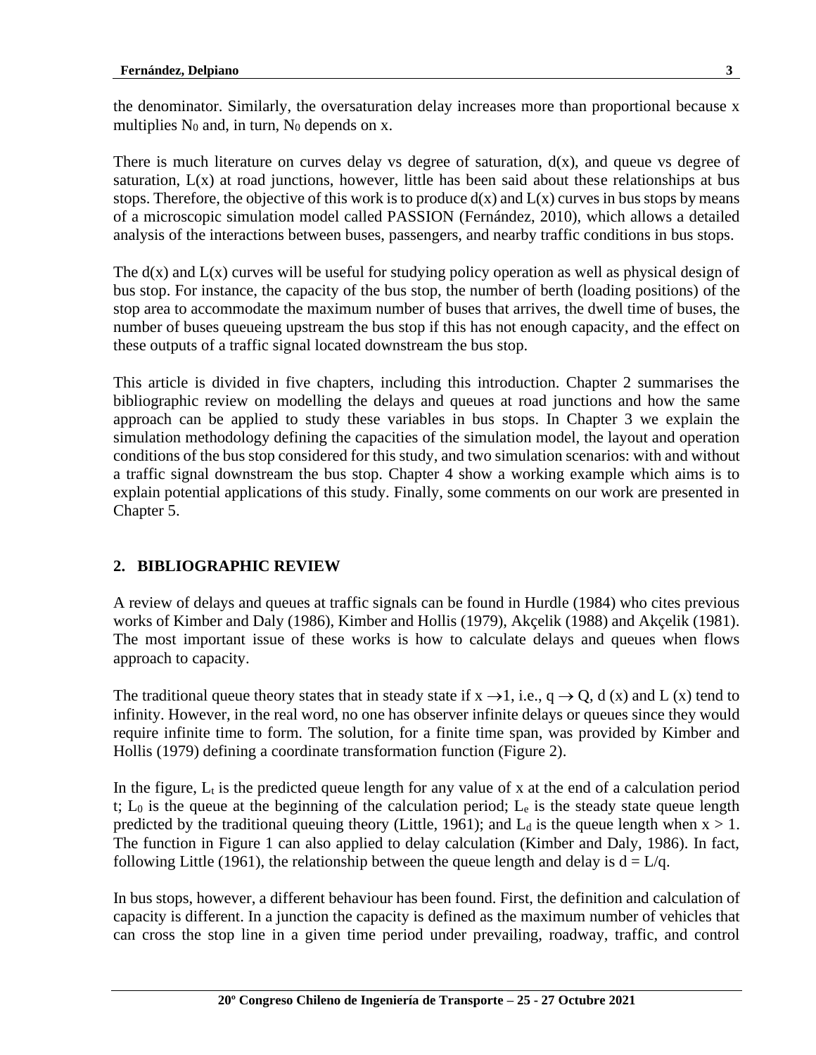the denominator. Similarly, the oversaturation delay increases more than proportional because x multiplies $N_0$ and, in turn, $N_0$ depends on x.

There is much literature on curves delay vs degree of saturation, d(x), and queue vs degree of saturation, L(x) at road junctions, however, little has been said about these relationships at bus stops. Therefore, the objective of this work is to produce d(x) and L(x) curves in bus stops by means of a microscopic simulation model called PASSION (Fernández, 2010), which allows a detailed analysis of the interactions between buses, passengers, and nearby traffic conditions in bus stops.

The d(x) and L(x) curves will be useful for studying policy operation as well as physical design of bus stop. For instance, the capacity of the bus stop, the number of berth (loading positions) of the stop area to accommodate the maximum number of buses that arrives, the dwell time of buses, the number of buses queueing upstream the bus stop if this has not enough capacity, and the effect on these outputs of a traffic signal located downstream the bus stop.

This article is divided in five chapters, including this introduction. Chapter 2 summarises the bibliographic review on modelling the delays and queues at road junctions and how the same approach can be applied to study these variables in bus stops. In Chapter 3 we explain the simulation methodology defining the capacities of the simulation model, the layout and operation conditions of the bus stop considered for this study, and two simulation scenarios: with and without a traffic signal downstream the bus stop. Chapter 4 show a working example which aims is to explain potential applications of this study. Finally, some comments on our work are presented in Chapter 5.

## 2. BIBLIOGRAPHIC REVIEW

A review of delays and queues at traffic signals can be found in Hurdle (1984) who cites previous works of Kimber and Daly (1986), Kimber and Hollis (1979), Akçelik (1988) and Akçelik (1981). The most important issue of these works is how to calculate delays and queues when flows approach to capacity.

The traditional queue theory states that in steady state if $x \rightarrow 1$, i.e., $q \rightarrow Q$, d (x) and L (x) tend to infinity. However, in the real word, no one has observer infinite delays or queues since they would require infinite time to form. The solution, for a finite time span, was provided by Kimber and Hollis (1979) defining a coordinate transformation function (Figure 2).

In the figure, $L_t$ is the predicted queue length for any value of x at the end of a calculation period t; $L_0$ is the queue at the beginning of the calculation period; $L_e$ is the steady state queue length predicted by the traditional queuing theory (Little, 1961); and $L_d$ is the queue length when $x > 1$. The function in Figure 1 can also applied to delay calculation (Kimber and Daly, 1986). In fact, following Little (1961), the relationship between the queue length and delay is $d = L/q$.

In bus stops, however, a different behaviour has been found. First, the definition and calculation of capacity is different. In a junction the capacity is defined as the maximum number of vehicles that can cross the stop line in a given time period under prevailing, roadway, traffic, and control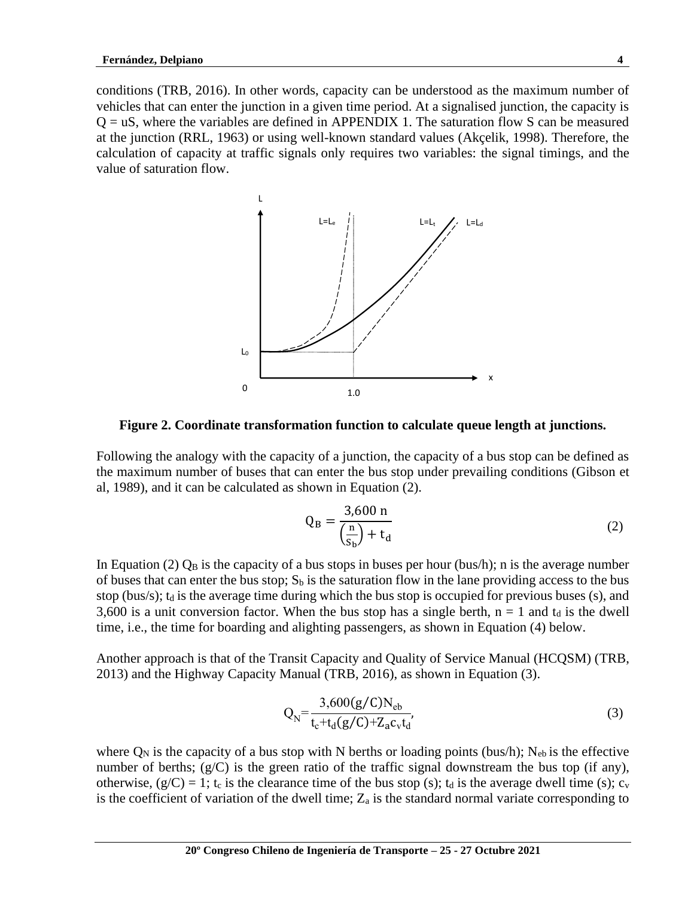conditions (TRB, 2016). In other words, capacity can be understood as the maximum number of vehicles that can enter the junction in a given time period. At a signalised junction, the capacity is $Q = uS$, where the variables are defined in APPENDIX 1. The saturation flow S can be measured at the junction (RRL, 1963) or using well-known standard values (Akçelik, 1998). Therefore, the calculation of capacity at traffic signals only requires two variables: the signal timings, and the value of saturation flow.

**Figure 2. Coordinate transformation function to calculate queue length at junctions.**

Following the analogy with the capacity of a junction, the capacity of a bus stop can be defined as the maximum number of buses that can enter the bus stop under prevailing conditions (Gibson et al, 1989), and it can be calculated as shown in Equation (2).

$$Q_B = \frac{3{,}600 \text{ n}}{\left(\frac{n}{S_b}\right) + t_d} \tag{2}$$

In Equation (2) $Q_B$ is the capacity of a bus stops in buses per hour (bus/h); n is the average number of buses that can enter the bus stop; $S_b$ is the saturation flow in the lane providing access to the bus stop (bus/s); $t_d$ is the average time during which the bus stop is occupied for previous buses (s), and 3,600 is a unit conversion factor. When the bus stop has a single berth, n = 1 and $t_d$ is the dwell time, i.e., the time for boarding and alighting passengers, as shown in Equation (4) below.

Another approach is that of the Transit Capacity and Quality of Service Manual (HCQSM) (TRB, 2013) and the Highway Capacity Manual (TRB, 2016), as shown in Equation (3).

$$Q_N = \frac{3{,}600(g/C)N_{eb}}{t_c + t_d(g/C) + Z_a c_v t_d}, \tag{3}$$

where $Q_N$ is the capacity of a bus stop with N berths or loading points (bus/h); $N_{eb}$ is the effective number of berths; (g/C) is the green ratio of the traffic signal downstream the bus top (if any), otherwise, (g/C) = 1; $t_c$ is the clearance time of the bus stop (s); $t_d$ is the average dwell time (s); $c_v$ is the coefficient of variation of the dwell time; $Z_a$ is the standard normal variate corresponding to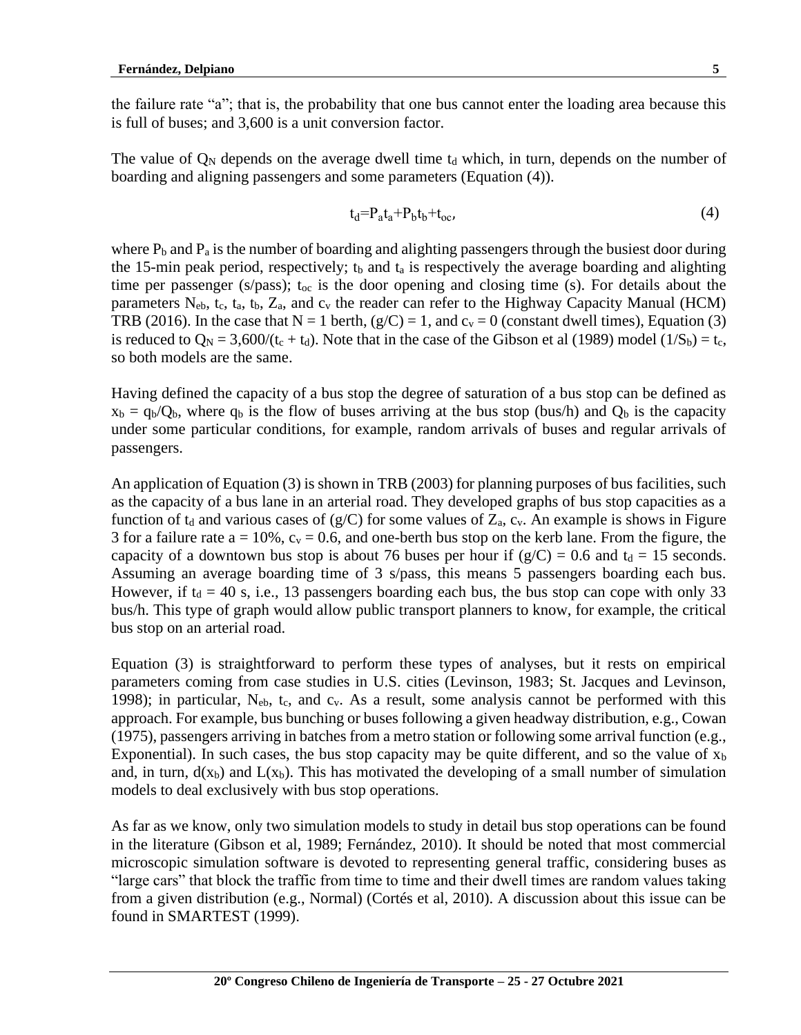the failure rate "a"; that is, the probability that one bus cannot enter the loading area because this is full of buses; and 3,600 is a unit conversion factor.

The value of $Q_N$ depends on the average dwell time $t_d$ which, in turn, depends on the number of boarding and aligning passengers and some parameters (Equation (4)).

$$t_d = P_a t_a + P_b t_b + t_{oc}, \tag{4}$$

where $P_b$ and $P_a$ is the number of boarding and alighting passengers through the busiest door during the 15-min peak period, respectively; $t_b$ and $t_a$ is respectively the average boarding and alighting time per passenger (s/pass); $t_{oc}$ is the door opening and closing time (s). For details about the parameters $N_{eb}$, $t_c$, $t_a$, $t_b$, $Z_a$, and $c_v$ the reader can refer to the Highway Capacity Manual (HCM) TRB (2016). In the case that $N = 1$ berth, $(g/C) = 1$, and $c_v = 0$ (constant dwell times), Equation (3) is reduced to $Q_N = 3{,}600/(t_c + t_d)$. Note that in the case of the Gibson et al (1989) model $(1/S_b) = t_c$, so both models are the same.

Having defined the capacity of a bus stop the degree of saturation of a bus stop can be defined as $x_b = q_b/Q_b$, where $q_b$ is the flow of buses arriving at the bus stop (bus/h) and $Q_b$ is the capacity under some particular conditions, for example, random arrivals of buses and regular arrivals of passengers.

An application of Equation (3) is shown in TRB (2003) for planning purposes of bus facilities, such as the capacity of a bus lane in an arterial road. They developed graphs of bus stop capacities as a function of $t_d$ and various cases of $(g/C)$ for some values of $Z_a$, $c_v$. An example is shows in Figure 3 for a failure rate $a = 10\%$, $c_v = 0.6$, and one-berth bus stop on the kerb lane. From the figure, the capacity of a downtown bus stop is about 76 buses per hour if $(g/C) = 0.6$ and $t_d = 15$ seconds. Assuming an average boarding time of 3 s/pass, this means 5 passengers boarding each bus. However, if $t_d = 40$ s, i.e., 13 passengers boarding each bus, the bus stop can cope with only 33 bus/h. This type of graph would allow public transport planners to know, for example, the critical bus stop on an arterial road.

Equation (3) is straightforward to perform these types of analyses, but it rests on empirical parameters coming from case studies in U.S. cities (Levinson, 1983; St. Jacques and Levinson, 1998); in particular, $N_{eb}$, $t_c$, and $c_v$. As a result, some analysis cannot be performed with this approach. For example, bus bunching or buses following a given headway distribution, e.g., Cowan (1975), passengers arriving in batches from a metro station or following some arrival function (e.g., Exponential). In such cases, the bus stop capacity may be quite different, and so the value of $x_b$ and, in turn, $d(x_b)$ and $L(x_b)$. This has motivated the developing of a small number of simulation models to deal exclusively with bus stop operations.

As far as we know, only two simulation models to study in detail bus stop operations can be found in the literature (Gibson et al, 1989; Fernández, 2010). It should be noted that most commercial microscopic simulation software is devoted to representing general traffic, considering buses as "large cars" that block the traffic from time to time and their dwell times are random values taking from a given distribution (e.g., Normal) (Cortés et al, 2010). A discussion about this issue can be found in SMARTEST (1999).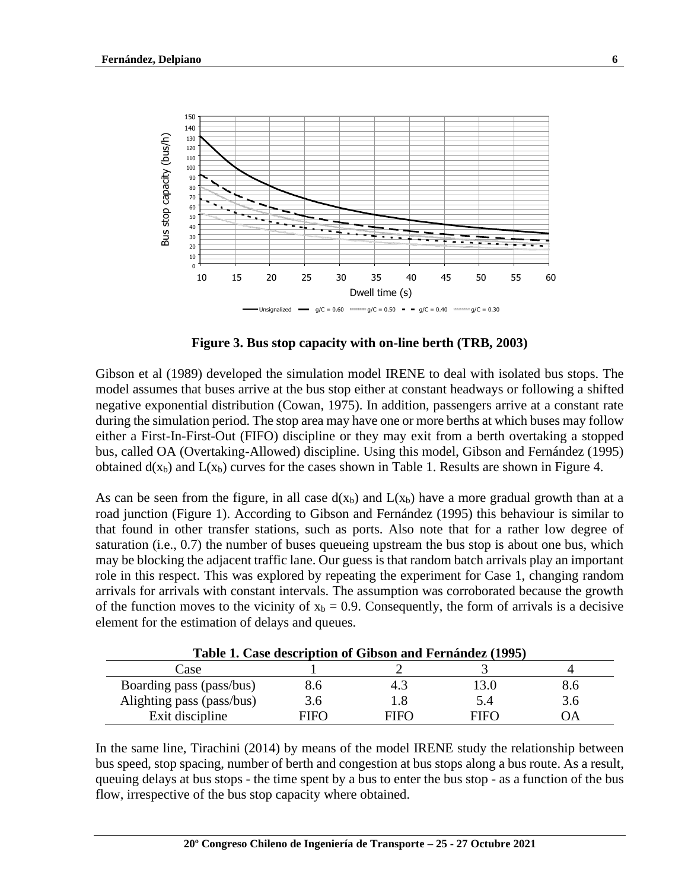Figure 3. Bus stop capacity with on-line berth (TRB, 2003)

Gibson et al (1989) developed the simulation model IRENE to deal with isolated bus stops. The model assumes that buses arrive at the bus stop either at constant headways or following a shifted negative exponential distribution (Cowan, 1975). In addition, passengers arrive at a constant rate during the simulation period. The stop area may have one or more berths at which buses may follow either a First-In-First-Out (FIFO) discipline or they may exit from a berth overtaking a stopped bus, called OA (Overtaking-Allowed) discipline. Using this model, Gibson and Fernández (1995) obtained $d(x_b)$ and $L(x_b)$ curves for the cases shown in Table 1. Results are shown in Figure 4.

As can be seen from the figure, in all case $d(x_b)$ and $L(x_b)$ have a more gradual growth than at a road junction (Figure 1). According to Gibson and Fernández (1995) this behaviour is similar to that found in other transfer stations, such as ports. Also note that for a rather low degree of saturation (i.e., 0.7) the number of buses queueing upstream the bus stop is about one bus, which may be blocking the adjacent traffic lane. Our guess is that random batch arrivals play an important role in this respect. This was explored by repeating the experiment for Case 1, changing random arrivals for arrivals with constant intervals. The assumption was corroborated because the growth of the function moves to the vicinity of $x_b = 0.9$. Consequently, the form of arrivals is a decisive element for the estimation of delays and queues.

**Table 1. Case description of Gibson and Fernández (1995)**

| Case | 1 | 2 | 3 | 4 |
|---|---|---|---|---|
| Boarding pass (pass/bus) | 8.6 | 4.3 | 13.0 | 8.6 |
| Alighting pass (pass/bus) | 3.6 | 1.8 | 5.4 | 3.6 |
| Exit discipline | FIFO | FIFO | FIFO | OA |

In the same line, Tirachini (2014) by means of the model IRENE study the relationship between bus speed, stop spacing, number of berth and congestion at bus stops along a bus route. As a result, queuing delays at bus stops - the time spent by a bus to enter the bus stop - as a function of the bus flow, irrespective of the bus stop capacity where obtained.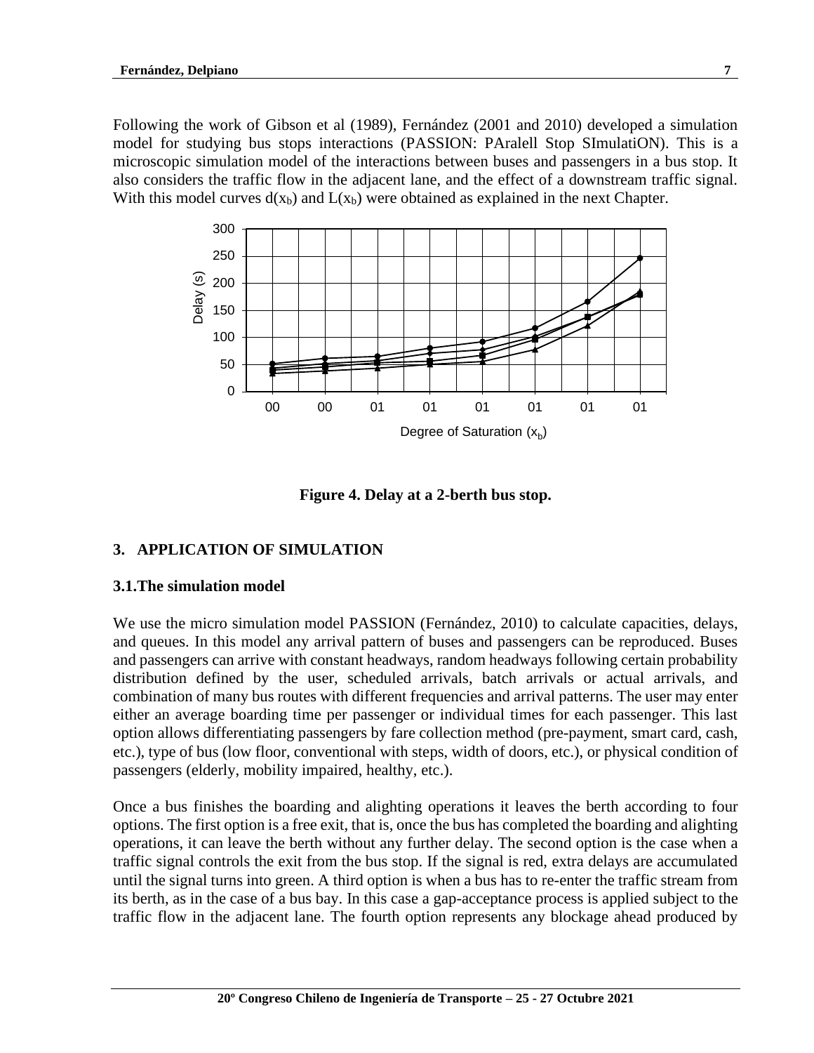Following the work of Gibson et al (1989), Fernández (2001 and 2010) developed a simulation model for studying bus stops interactions (PASSION: PAralell Stop SImulatiON). This is a microscopic simulation model of the interactions between buses and passengers in a bus stop. It also considers the traffic flow in the adjacent lane, and the effect of a downstream traffic signal. With this model curves $d(x_b)$ and $L(x_b)$ were obtained as explained in the next Chapter.

**Figure 4. Delay at a 2-berth bus stop.**

## 3. APPLICATION OF SIMULATION

### 3.1.The simulation model

We use the micro simulation model PASSION (Fernández, 2010) to calculate capacities, delays, and queues. In this model any arrival pattern of buses and passengers can be reproduced. Buses and passengers can arrive with constant headways, random headways following certain probability distribution defined by the user, scheduled arrivals, batch arrivals or actual arrivals, and combination of many bus routes with different frequencies and arrival patterns. The user may enter either an average boarding time per passenger or individual times for each passenger. This last option allows differentiating passengers by fare collection method (pre-payment, smart card, cash, etc.), type of bus (low floor, conventional with steps, width of doors, etc.), or physical condition of passengers (elderly, mobility impaired, healthy, etc.).

Once a bus finishes the boarding and alighting operations it leaves the berth according to four options. The first option is a free exit, that is, once the bus has completed the boarding and alighting operations, it can leave the berth without any further delay. The second option is the case when a traffic signal controls the exit from the bus stop. If the signal is red, extra delays are accumulated until the signal turns into green. A third option is when a bus has to re-enter the traffic stream from its berth, as in the case of a bus bay. In this case a gap-acceptance process is applied subject to the traffic flow in the adjacent lane. The fourth option represents any blockage ahead produced by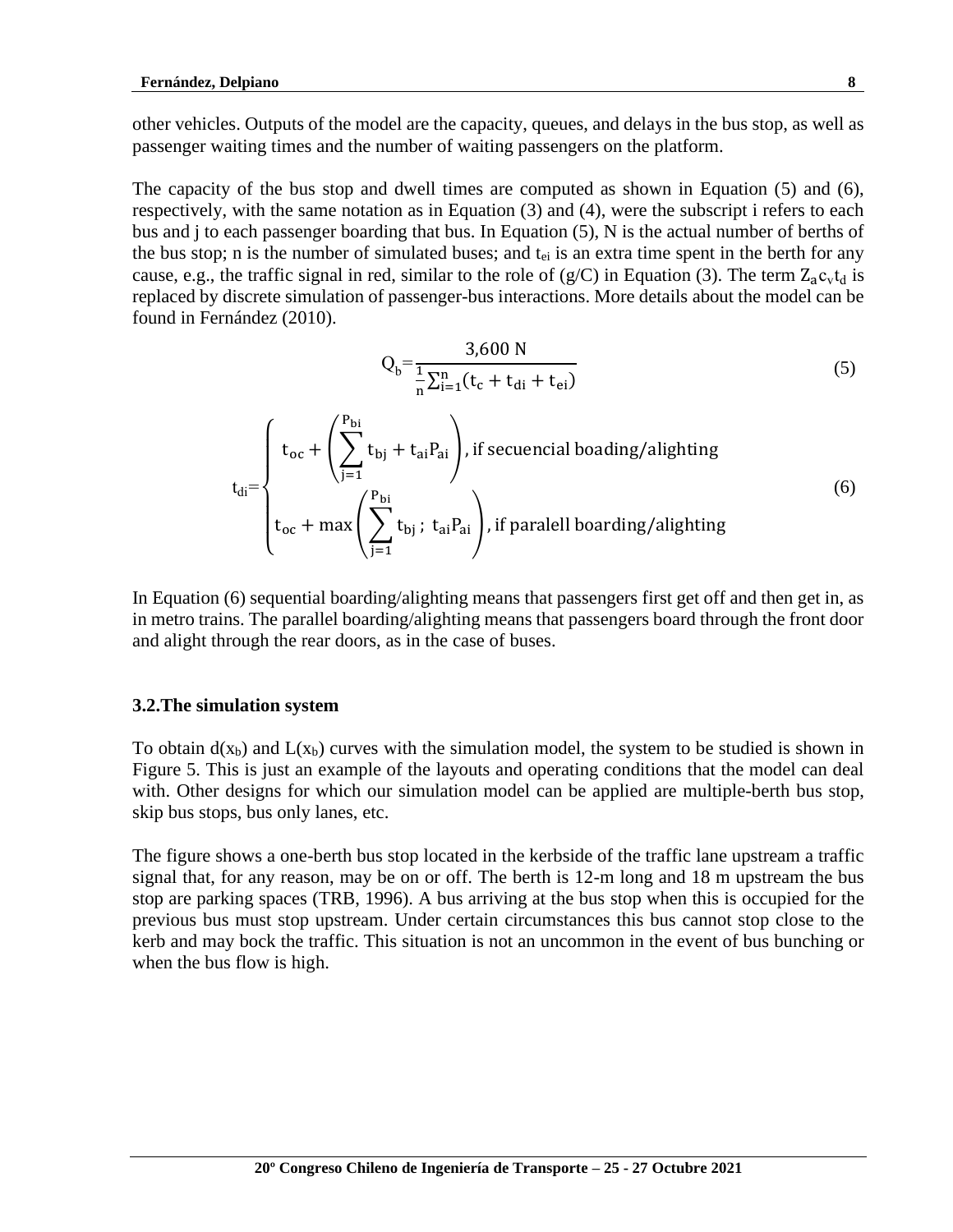other vehicles. Outputs of the model are the capacity, queues, and delays in the bus stop, as well as passenger waiting times and the number of waiting passengers on the platform.

The capacity of the bus stop and dwell times are computed as shown in Equation (5) and (6), respectively, with the same notation as in Equation (3) and (4), were the subscript i refers to each bus and j to each passenger boarding that bus. In Equation (5), N is the actual number of berths of the bus stop; n is the number of simulated buses; and $t_{ei}$ is an extra time spent in the berth for any cause, e.g., the traffic signal in red, similar to the role of (g/C) in Equation (3). The term $Z_a c_v t_d$ is replaced by discrete simulation of passenger-bus interactions. More details about the model can be found in Fernández (2010).

$$Q_b = \frac{3{,}600\ N}{\frac{1}{n}\sum_{i=1}^{n}(t_c + t_{di} + t_{ei})} \tag{5}$$

$$t_{di} = \begin{cases} t_{oc} + \left(\sum_{j=1}^{P_{bi}} t_{bj} + t_{ai}P_{ai}\right), \text{if secuencial boading/alighting} \\ t_{oc} + \max\left(\sum_{j=1}^{P_{bi}} t_{bj}\,;\ t_{ai}P_{ai}\right), \text{if paralell boarding/alighting} \end{cases} \tag{6}$$

In Equation (6) sequential boarding/alighting means that passengers first get off and then get in, as in metro trains. The parallel boarding/alighting means that passengers board through the front door and alight through the rear doors, as in the case of buses.

### 3.2.The simulation system

To obtain $d(x_b)$ and $L(x_b)$ curves with the simulation model, the system to be studied is shown in Figure 5. This is just an example of the layouts and operating conditions that the model can deal with. Other designs for which our simulation model can be applied are multiple-berth bus stop, skip bus stops, bus only lanes, etc.

The figure shows a one-berth bus stop located in the kerbside of the traffic lane upstream a traffic signal that, for any reason, may be on or off. The berth is 12-m long and 18 m upstream the bus stop are parking spaces (TRB, 1996). A bus arriving at the bus stop when this is occupied for the previous bus must stop upstream. Under certain circumstances this bus cannot stop close to the kerb and may bock the traffic. This situation is not an uncommon in the event of bus bunching or when the bus flow is high.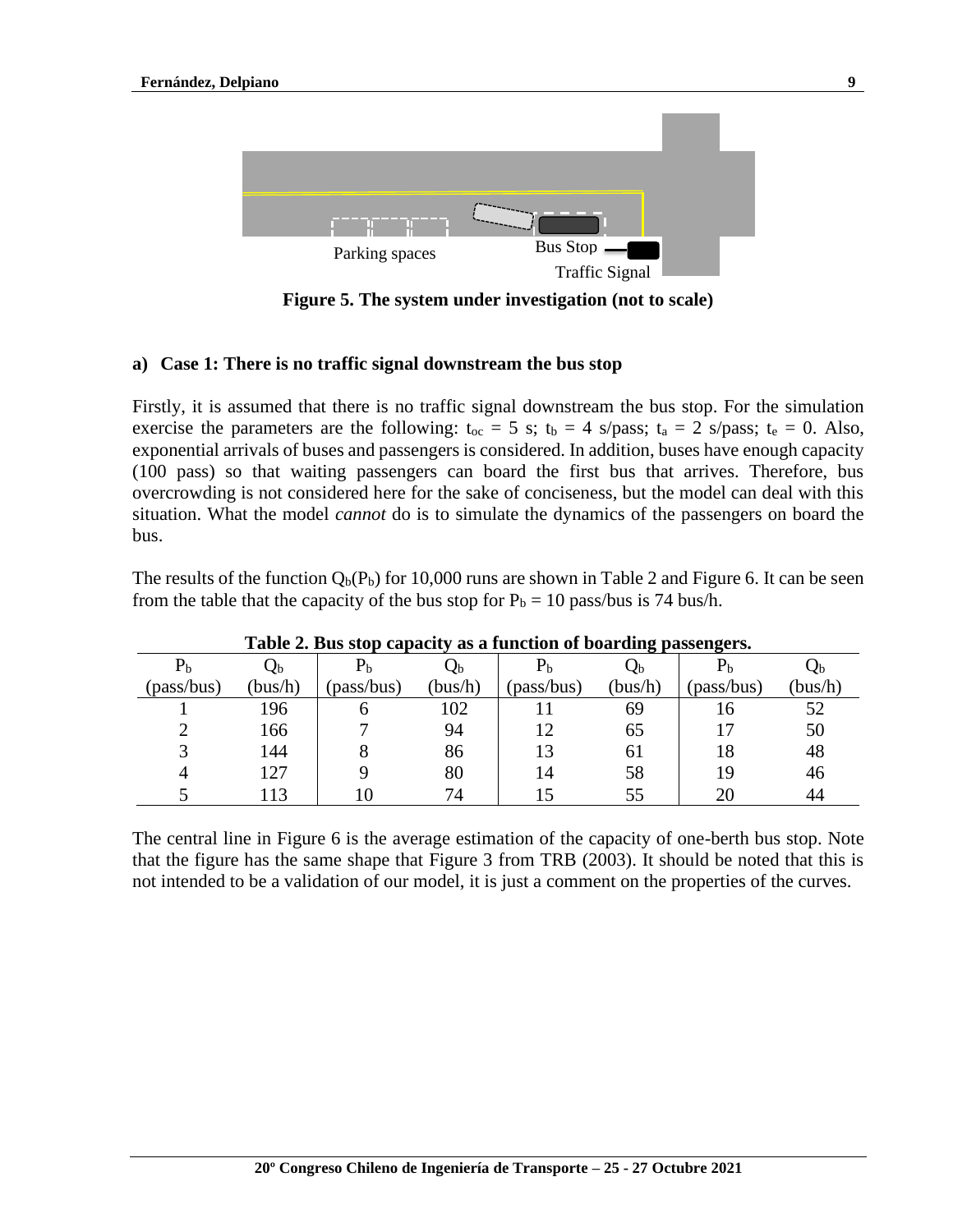Parking spaces

Bus Stop

Traffic Signal

**Figure 5. The system under investigation (not to scale)**

### a) Case 1: There is no traffic signal downstream the bus stop

Firstly, it is assumed that there is no traffic signal downstream the bus stop. For the simulation exercise the parameters are the following: $t_{oc}$ = 5 s; $t_b$ = 4 s/pass; $t_a$ = 2 s/pass; $t_e$ = 0. Also, exponential arrivals of buses and passengers is considered. In addition, buses have enough capacity (100 pass) so that waiting passengers can board the first bus that arrives. Therefore, bus overcrowding is not considered here for the sake of conciseness, but the model can deal with this situation. What the model *cannot* do is to simulate the dynamics of the passengers on board the bus.

The results of the function $Q_b(P_b)$ for 10,000 runs are shown in Table 2 and Figure 6. It can be seen from the table that the capacity of the bus stop for $P_b$ = 10 pass/bus is 74 bus/h.

**Table 2. Bus stop capacity as a function of boarding passengers.**

| $P_b$ (pass/bus) | $Q_b$ (bus/h) | $P_b$ (pass/bus) | $Q_b$ (bus/h) | $P_b$ (pass/bus) | $Q_b$ (bus/h) | $P_b$ (pass/bus) | $Q_b$ (bus/h) |
|---|---|---|---|---|---|---|---|
| 1 | 196 | 6 | 102 | 11 | 69 | 16 | 52 |
| 2 | 166 | 7 | 94 | 12 | 65 | 17 | 50 |
| 3 | 144 | 8 | 86 | 13 | 61 | 18 | 48 |
| 4 | 127 | 9 | 80 | 14 | 58 | 19 | 46 |
| 5 | 113 | 10 | 74 | 15 | 55 | 20 | 44 |

The central line in Figure 6 is the average estimation of the capacity of one-berth bus stop. Note that the figure has the same shape that Figure 3 from TRB (2003). It should be noted that this is not intended to be a validation of our model, it is just a comment on the properties of the curves.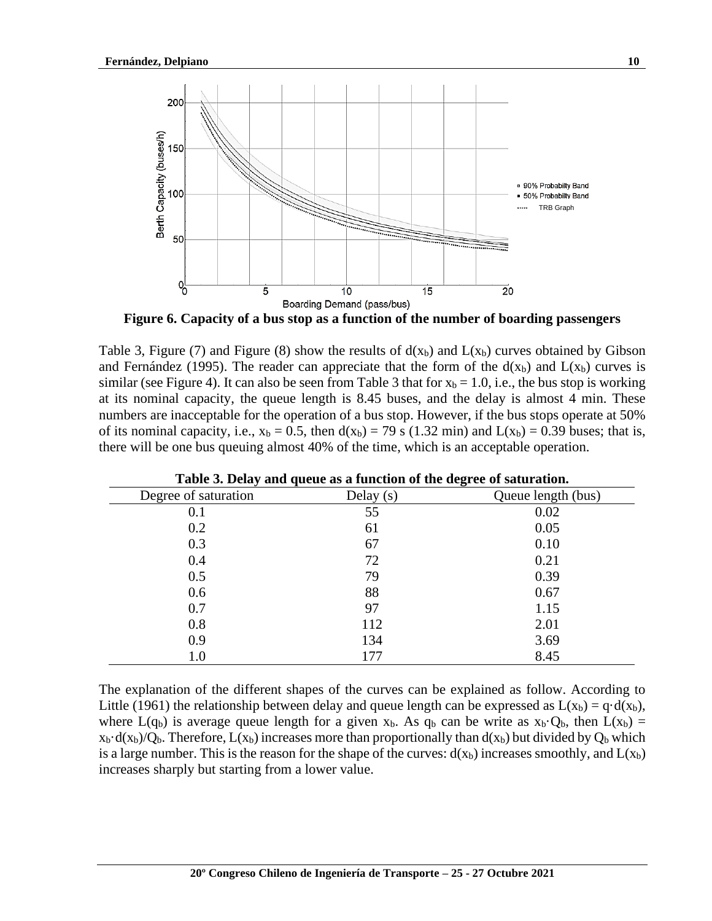**Figure 6. Capacity of a bus stop as a function of the number of boarding passengers**

Table 3, Figure (7) and Figure (8) show the results of $d(x_b)$ and $L(x_b)$ curves obtained by Gibson and Fernández (1995). The reader can appreciate that the form of the $d(x_b)$ and $L(x_b)$ curves is similar (see Figure 4). It can also be seen from Table 3 that for $x_b = 1.0$, i.e., the bus stop is working at its nominal capacity, the queue length is 8.45 buses, and the delay is almost 4 min. These numbers are inacceptable for the operation of a bus stop. However, if the bus stops operate at 50% of its nominal capacity, i.e., $x_b = 0.5$, then $d(x_b) = 79$ s (1.32 min) and $L(x_b) = 0.39$ buses; that is, there will be one bus queuing almost 40% of the time, which is an acceptable operation.

**Table 3. Delay and queue as a function of the degree of saturation.**

| Degree of saturation | Delay (s) | Queue length (bus) |
|---|---|---|
| 0.1 | 55 | 0.02 |
| 0.2 | 61 | 0.05 |
| 0.3 | 67 | 0.10 |
| 0.4 | 72 | 0.21 |
| 0.5 | 79 | 0.39 |
| 0.6 | 88 | 0.67 |
| 0.7 | 97 | 1.15 |
| 0.8 | 112 | 2.01 |
| 0.9 | 134 | 3.69 |
| 1.0 | 177 | 8.45 |

The explanation of the different shapes of the curves can be explained as follow. According to Little (1961) the relationship between delay and queue length can be expressed as $L(x_b) = q \cdot d(x_b)$, where $L(q_b)$ is average queue length for a given $x_b$. As $q_b$ can be write as $x_b \cdot Q_b$, then $L(x_b) = x_b \cdot d(x_b)/Q_b$. Therefore, $L(x_b)$ increases more than proportionally than $d(x_b)$ but divided by $Q_b$ which is a large number. This is the reason for the shape of the curves: $d(x_b)$ increases smoothly, and $L(x_b)$ increases sharply but starting from a lower value.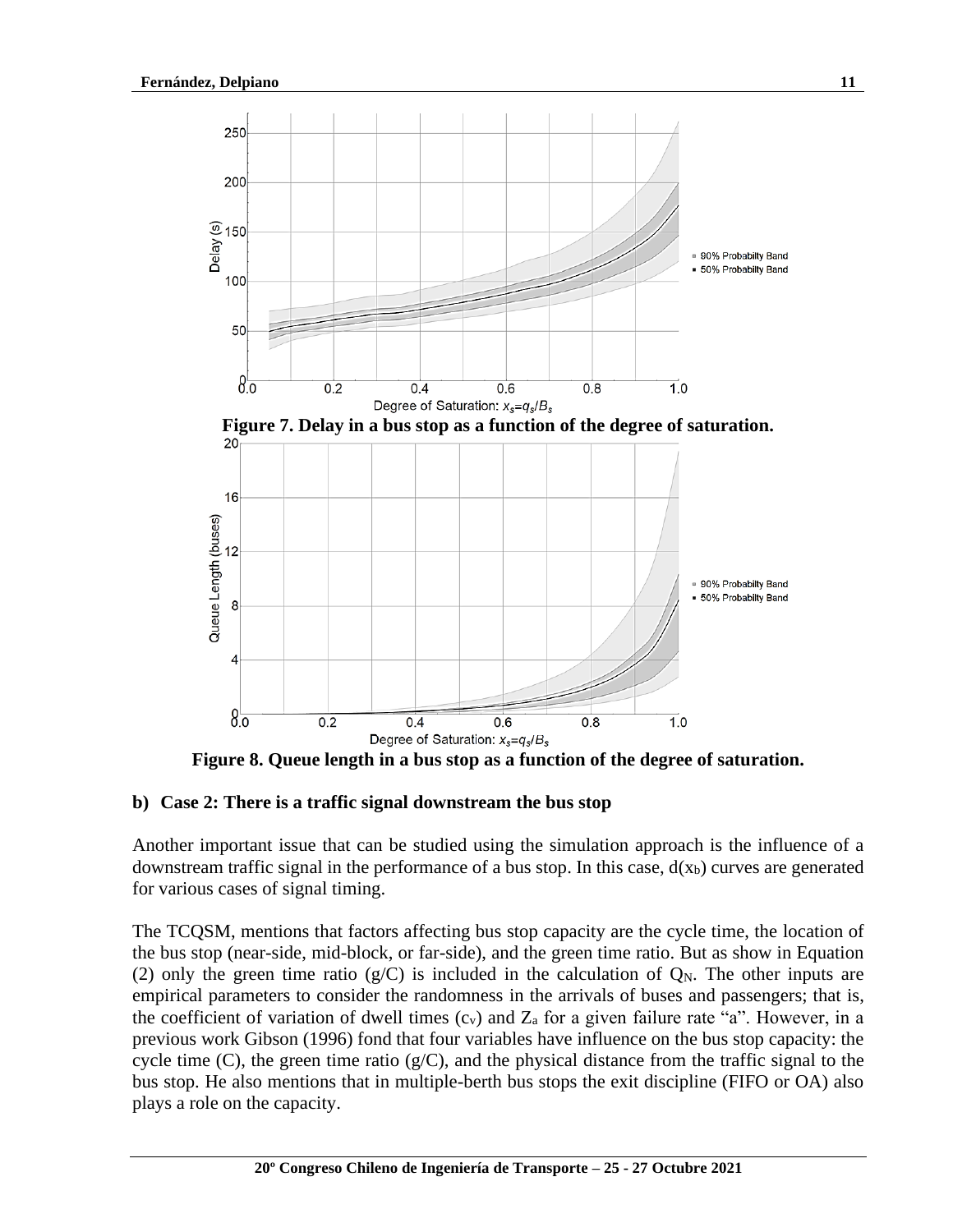Figure 7. Delay in a bus stop as a function of the degree of saturation.

Figure 8. Queue length in a bus stop as a function of the degree of saturation.

**b) Case 2: There is a traffic signal downstream the bus stop**

Another important issue that can be studied using the simulation approach is the influence of a downstream traffic signal in the performance of a bus stop. In this case, $d(x_b)$ curves are generated for various cases of signal timing.

The TCQSM, mentions that factors affecting bus stop capacity are the cycle time, the location of the bus stop (near-side, mid-block, or far-side), and the green time ratio. But as show in Equation (2) only the green time ratio ($g/C$) is included in the calculation of $Q_N$. The other inputs are empirical parameters to consider the randomness in the arrivals of buses and passengers; that is, the coefficient of variation of dwell times ($c_v$) and $Z_a$ for a given failure rate "a". However, in a previous work Gibson (1996) fond that four variables have influence on the bus stop capacity: the cycle time ($C$), the green time ratio ($g/C$), and the physical distance from the traffic signal to the bus stop. He also mentions that in multiple-berth bus stops the exit discipline (FIFO or OA) also plays a role on the capacity.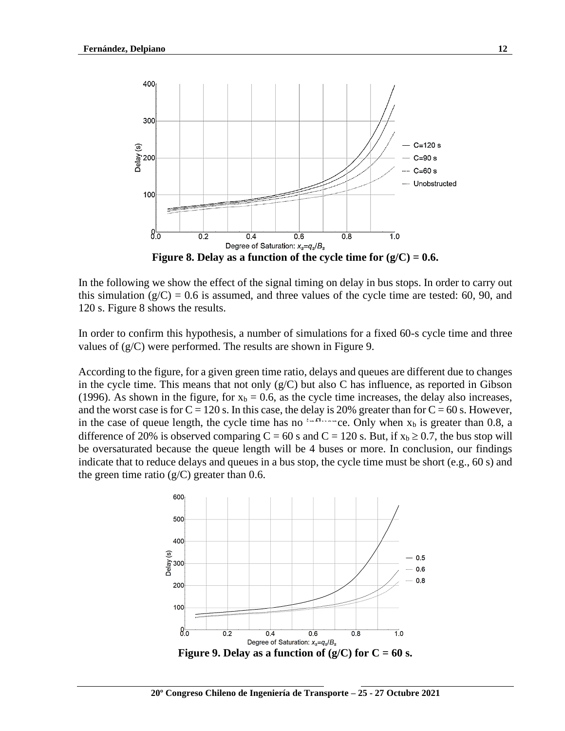**Figure 8. Delay as a function of the cycle time for (g/C) = 0.6.**

In the following we show the effect of the signal timing on delay in bus stops. In order to carry out this simulation (g/C) = 0.6 is assumed, and three values of the cycle time are tested: 60, 90, and 120 s. Figure 8 shows the results.

In order to confirm this hypothesis, a number of simulations for a fixed 60-s cycle time and three values of (g/C) were performed. The results are shown in Figure 9.

According to the figure, for a given green time ratio, delays and queues are different due to changes in the cycle time. This means that not only (g/C) but also C has influence, as reported in Gibson (1996). As shown in the figure, for $x_b = 0.6$, as the cycle time increases, the delay also increases, and the worst case is for C = 120 s. In this case, the delay is 20% greater than for C = 60 s. However, in the case of queue length, the cycle time has no influence. Only when $x_b$ is greater than 0.8, a difference of 20% is observed comparing C = 60 s and C = 120 s. But, if $x_b \geq 0.7$, the bus stop will be oversaturated because the queue length will be 4 buses or more. In conclusion, our findings indicate that to reduce delays and queues in a bus stop, the cycle time must be short (e.g., 60 s) and the green time ratio (g/C) greater than 0.6.

**Figure 9. Delay as a function of (g/C) for C = 60 s.**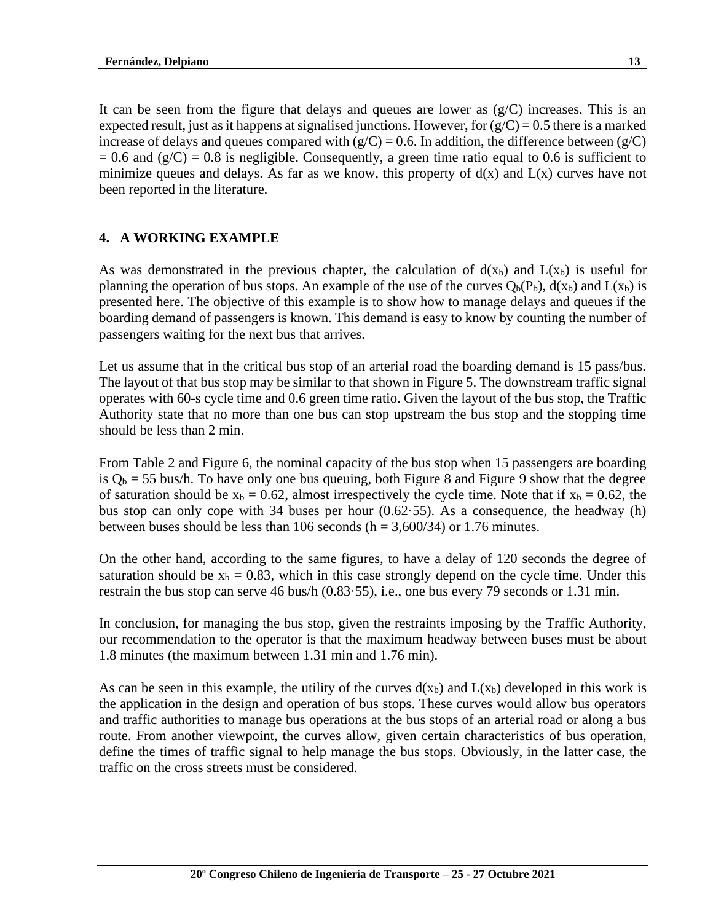It can be seen from the figure that delays and queues are lower as (g/C) increases. This is an expected result, just as it happens at signalised junctions. However, for (g/C) = 0.5 there is a marked increase of delays and queues compared with (g/C) = 0.6. In addition, the difference between (g/C) = 0.6 and (g/C) = 0.8 is negligible. Consequently, a green time ratio equal to 0.6 is sufficient to minimize queues and delays. As far as we know, this property of d(x) and L(x) curves have not been reported in the literature.

## 4. A WORKING EXAMPLE

As was demonstrated in the previous chapter, the calculation of $d(x_b)$ and $L(x_b)$ is useful for planning the operation of bus stops. An example of the use of the curves $Q_b(P_b)$, $d(x_b)$ and $L(x_b)$ is presented here. The objective of this example is to show how to manage delays and queues if the boarding demand of passengers is known. This demand is easy to know by counting the number of passengers waiting for the next bus that arrives.

Let us assume that in the critical bus stop of an arterial road the boarding demand is 15 pass/bus. The layout of that bus stop may be similar to that shown in Figure 5. The downstream traffic signal operates with 60-s cycle time and 0.6 green time ratio. Given the layout of the bus stop, the Traffic Authority state that no more than one bus can stop upstream the bus stop and the stopping time should be less than 2 min.

From Table 2 and Figure 6, the nominal capacity of the bus stop when 15 passengers are boarding is $Q_b$ = 55 bus/h. To have only one bus queuing, both Figure 8 and Figure 9 show that the degree of saturation should be $x_b$ = 0.62, almost irrespectively the cycle time. Note that if $x_b$ = 0.62, the bus stop can only cope with 34 buses per hour (0.62·55). As a consequence, the headway (h) between buses should be less than 106 seconds (h = 3,600/34) or 1.76 minutes.

On the other hand, according to the same figures, to have a delay of 120 seconds the degree of saturation should be $x_b$ = 0.83, which in this case strongly depend on the cycle time. Under this restrain the bus stop can serve 46 bus/h (0.83·55), i.e., one bus every 79 seconds or 1.31 min.

In conclusion, for managing the bus stop, given the restraints imposing by the Traffic Authority, our recommendation to the operator is that the maximum headway between buses must be about 1.8 minutes (the maximum between 1.31 min and 1.76 min).

As can be seen in this example, the utility of the curves $d(x_b)$ and $L(x_b)$ developed in this work is the application in the design and operation of bus stops. These curves would allow bus operators and traffic authorities to manage bus operations at the bus stops of an arterial road or along a bus route. From another viewpoint, the curves allow, given certain characteristics of bus operation, define the times of traffic signal to help manage the bus stops. Obviously, in the latter case, the traffic on the cross streets must be considered.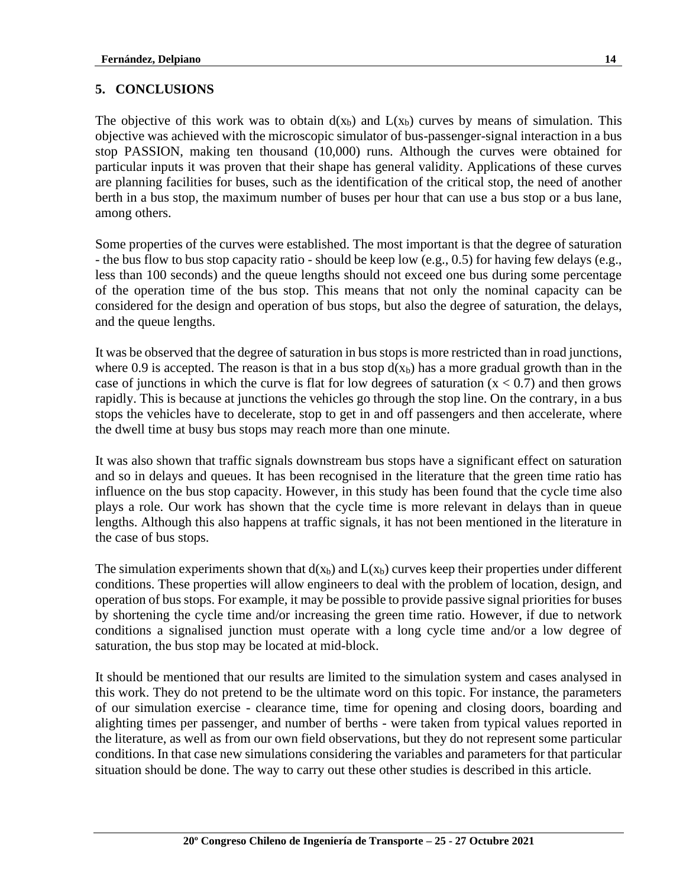## 5. CONCLUSIONS

The objective of this work was to obtain $d(x_b)$ and $L(x_b)$ curves by means of simulation. This objective was achieved with the microscopic simulator of bus-passenger-signal interaction in a bus stop PASSION, making ten thousand (10,000) runs. Although the curves were obtained for particular inputs it was proven that their shape has general validity. Applications of these curves are planning facilities for buses, such as the identification of the critical stop, the need of another berth in a bus stop, the maximum number of buses per hour that can use a bus stop or a bus lane, among others.

Some properties of the curves were established. The most important is that the degree of saturation - the bus flow to bus stop capacity ratio - should be keep low (e.g., 0.5) for having few delays (e.g., less than 100 seconds) and the queue lengths should not exceed one bus during some percentage of the operation time of the bus stop. This means that not only the nominal capacity can be considered for the design and operation of bus stops, but also the degree of saturation, the delays, and the queue lengths.

It was be observed that the degree of saturation in bus stops is more restricted than in road junctions, where 0.9 is accepted. The reason is that in a bus stop $d(x_b)$ has a more gradual growth than in the case of junctions in which the curve is flat for low degrees of saturation ($x < 0.7$) and then grows rapidly. This is because at junctions the vehicles go through the stop line. On the contrary, in a bus stops the vehicles have to decelerate, stop to get in and off passengers and then accelerate, where the dwell time at busy bus stops may reach more than one minute.

It was also shown that traffic signals downstream bus stops have a significant effect on saturation and so in delays and queues. It has been recognised in the literature that the green time ratio has influence on the bus stop capacity. However, in this study has been found that the cycle time also plays a role. Our work has shown that the cycle time is more relevant in delays than in queue lengths. Although this also happens at traffic signals, it has not been mentioned in the literature in the case of bus stops.

The simulation experiments shown that $d(x_b)$ and $L(x_b)$ curves keep their properties under different conditions. These properties will allow engineers to deal with the problem of location, design, and operation of bus stops. For example, it may be possible to provide passive signal priorities for buses by shortening the cycle time and/or increasing the green time ratio. However, if due to network conditions a signalised junction must operate with a long cycle time and/or a low degree of saturation, the bus stop may be located at mid-block.

It should be mentioned that our results are limited to the simulation system and cases analysed in this work. They do not pretend to be the ultimate word on this topic. For instance, the parameters of our simulation exercise - clearance time, time for opening and closing doors, boarding and alighting times per passenger, and number of berths - were taken from typical values reported in the literature, as well as from our own field observations, but they do not represent some particular conditions. In that case new simulations considering the variables and parameters for that particular situation should be done. The way to carry out these other studies is described in this article.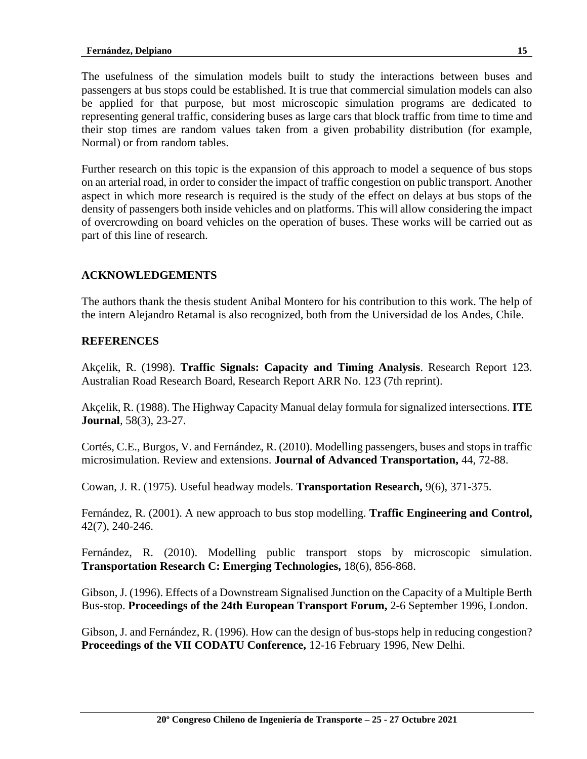The usefulness of the simulation models built to study the interactions between buses and passengers at bus stops could be established. It is true that commercial simulation models can also be applied for that purpose, but most microscopic simulation programs are dedicated to representing general traffic, considering buses as large cars that block traffic from time to time and their stop times are random values taken from a given probability distribution (for example, Normal) or from random tables.

Further research on this topic is the expansion of this approach to model a sequence of bus stops on an arterial road, in order to consider the impact of traffic congestion on public transport. Another aspect in which more research is required is the study of the effect on delays at bus stops of the density of passengers both inside vehicles and on platforms. This will allow considering the impact of overcrowding on board vehicles on the operation of buses. These works will be carried out as part of this line of research.

## ACKNOWLEDGEMENTS

The authors thank the thesis student Anibal Montero for his contribution to this work. The help of the intern Alejandro Retamal is also recognized, both from the Universidad de los Andes, Chile.

## REFERENCES

Akçelik, R. (1998). **Traffic Signals: Capacity and Timing Analysis**. Research Report 123. Australian Road Research Board, Research Report ARR No. 123 (7th reprint).

Akçelik, R. (1988). The Highway Capacity Manual delay formula for signalized intersections. **ITE Journal**, 58(3), 23-27.

Cortés, C.E., Burgos, V. and Fernández, R. (2010). Modelling passengers, buses and stops in traffic microsimulation. Review and extensions. **Journal of Advanced Transportation,** 44, 72-88.

Cowan, J. R. (1975). Useful headway models. **Transportation Research,** 9(6), 371-375.

Fernández, R. (2001). A new approach to bus stop modelling. **Traffic Engineering and Control,** 42(7), 240-246.

Fernández, R. (2010). Modelling public transport stops by microscopic simulation. **Transportation Research C: Emerging Technologies,** 18(6), 856-868.

Gibson, J. (1996). Effects of a Downstream Signalised Junction on the Capacity of a Multiple Berth Bus-stop. **Proceedings of the 24th European Transport Forum,** 2-6 September 1996, London.

Gibson, J. and Fernández, R. (1996). How can the design of bus-stops help in reducing congestion? **Proceedings of the VII CODATU Conference,** 12-16 February 1996, New Delhi.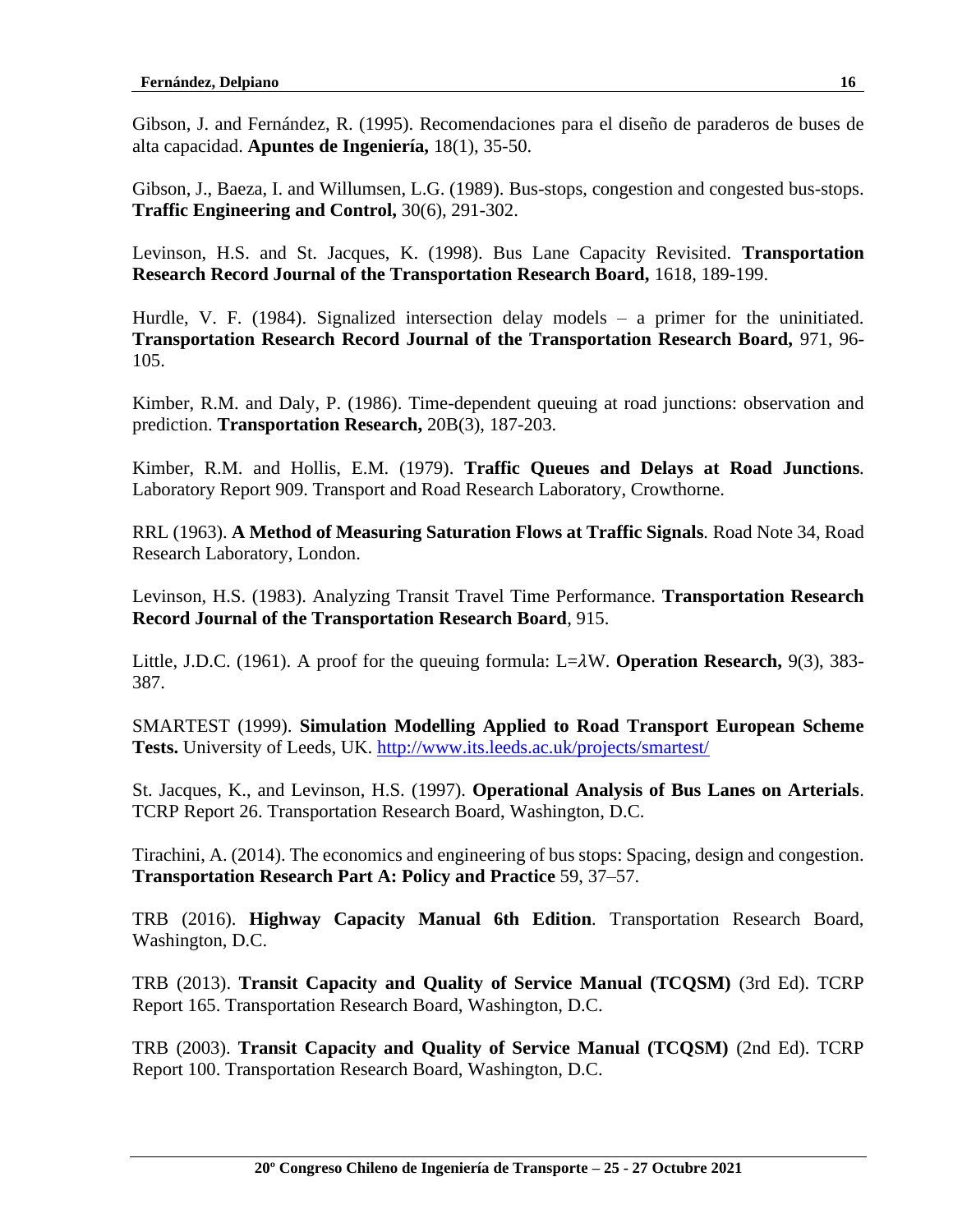Gibson, J. and Fernández, R. (1995). Recomendaciones para el diseño de paraderos de buses de alta capacidad. **Apuntes de Ingeniería,** 18(1), 35-50.

Gibson, J., Baeza, I. and Willumsen, L.G. (1989). Bus-stops, congestion and congested bus-stops. **Traffic Engineering and Control,** 30(6), 291-302.

Levinson, H.S. and St. Jacques, K. (1998). Bus Lane Capacity Revisited. **Transportation Research Record Journal of the Transportation Research Board,** 1618, 189-199.

Hurdle, V. F. (1984). Signalized intersection delay models – a primer for the uninitiated. **Transportation Research Record Journal of the Transportation Research Board,** 971, 96-105.

Kimber, R.M. and Daly, P. (1986). Time-dependent queuing at road junctions: observation and prediction. **Transportation Research,** 20B(3), 187-203.

Kimber, R.M. and Hollis, E.M. (1979). **Traffic Queues and Delays at Road Junctions**. Laboratory Report 909. Transport and Road Research Laboratory, Crowthorne.

RRL (1963). **A Method of Measuring Saturation Flows at Traffic Signals**. Road Note 34, Road Research Laboratory, London.

Levinson, H.S. (1983). Analyzing Transit Travel Time Performance. **Transportation Research Record Journal of the Transportation Research Board**, 915.

Little, J.D.C. (1961). A proof for the queuing formula: $L=\lambda W$. **Operation Research,** 9(3), 383-387.

SMARTEST (1999). **Simulation Modelling Applied to Road Transport European Scheme Tests.** University of Leeds, UK. http://www.its.leeds.ac.uk/projects/smartest/

St. Jacques, K., and Levinson, H.S. (1997). **Operational Analysis of Bus Lanes on Arterials**. TCRP Report 26. Transportation Research Board, Washington, D.C.

Tirachini, A. (2014). The economics and engineering of bus stops: Spacing, design and congestion. **Transportation Research Part A: Policy and Practice** 59, 37–57.

TRB (2016). **Highway Capacity Manual 6th Edition**. Transportation Research Board, Washington, D.C.

TRB (2013). **Transit Capacity and Quality of Service Manual (TCQSM)** (3rd Ed). TCRP Report 165. Transportation Research Board, Washington, D.C.

TRB (2003). **Transit Capacity and Quality of Service Manual (TCQSM)** (2nd Ed). TCRP Report 100. Transportation Research Board, Washington, D.C.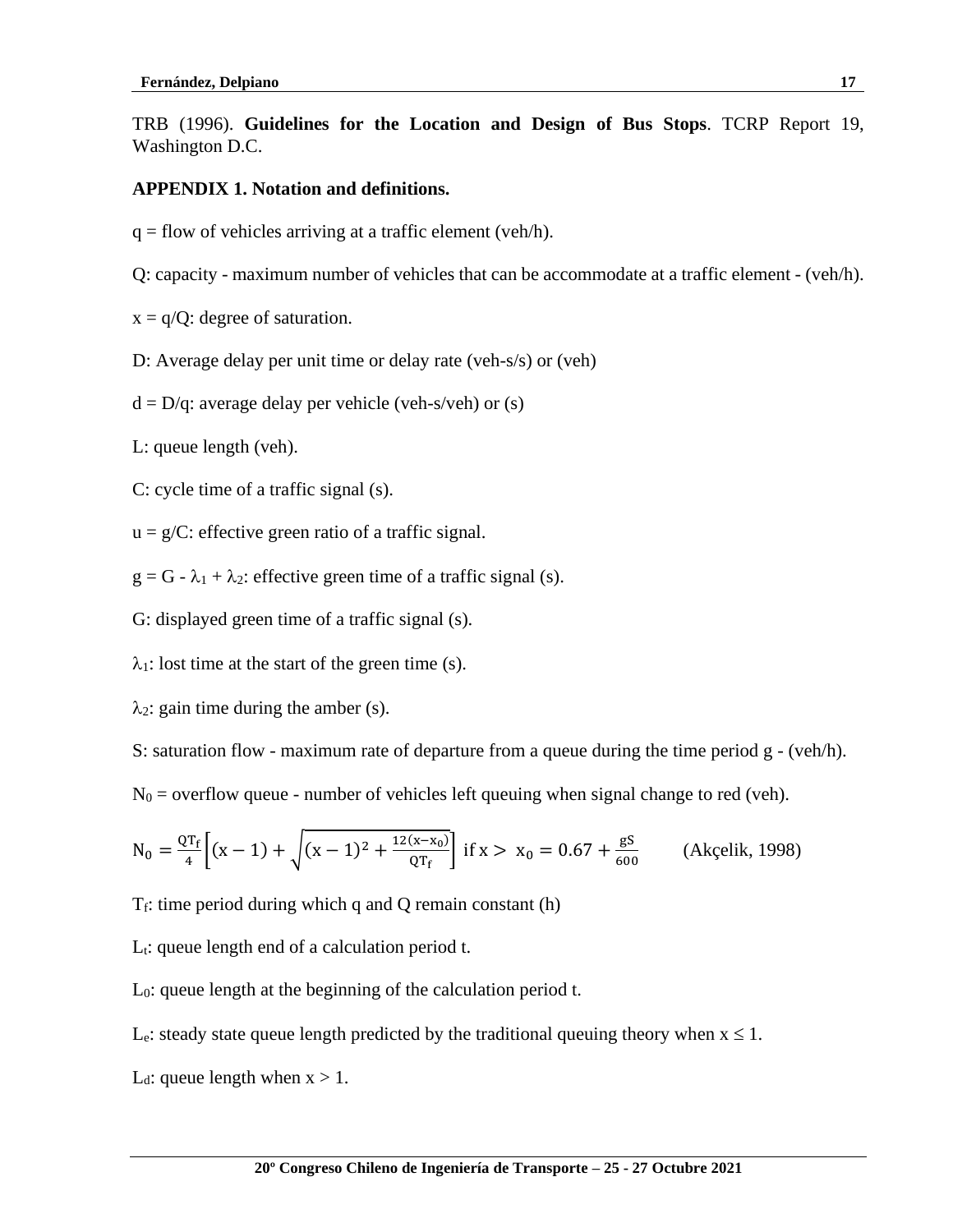TRB (1996). **Guidelines for the Location and Design of Bus Stops**. TCRP Report 19, Washington D.C.

**APPENDIX 1. Notation and definitions.**

$q$ = flow of vehicles arriving at a traffic element (veh/h).

$Q$: capacity - maximum number of vehicles that can be accommodate at a traffic element - (veh/h).

$x = q/Q$: degree of saturation.

$D$: Average delay per unit time or delay rate (veh-s/s) or (veh)

$d = D/q$: average delay per vehicle (veh-s/veh) or (s)

$L$: queue length (veh).

$C$: cycle time of a traffic signal (s).

$u = g/C$: effective green ratio of a traffic signal.

$g = G - \lambda_1 + \lambda_2$: effective green time of a traffic signal (s).

$G$: displayed green time of a traffic signal (s).

$\lambda_1$: lost time at the start of the green time (s).

$\lambda_2$: gain time during the amber (s).

$S$: saturation flow - maximum rate of departure from a queue during the time period g - (veh/h).

$N_0$ = overflow queue - number of vehicles left queuing when signal change to red (veh).

$$N_0 = \frac{QT_f}{4}\left[(x-1) + \sqrt{(x-1)^2 + \frac{12(x-x_0)}{QT_f}}\right] \text{ if } x > x_0 = 0.67 + \frac{gS}{600} \qquad \text{(Akçelik, 1998)}$$

$T_f$: time period during which q and Q remain constant (h)

$L_t$: queue length end of a calculation period t.

$L_0$: queue length at the beginning of the calculation period t.

$L_e$: steady state queue length predicted by the traditional queuing theory when $x \leq 1$.

$L_d$: queue length when $x > 1$.